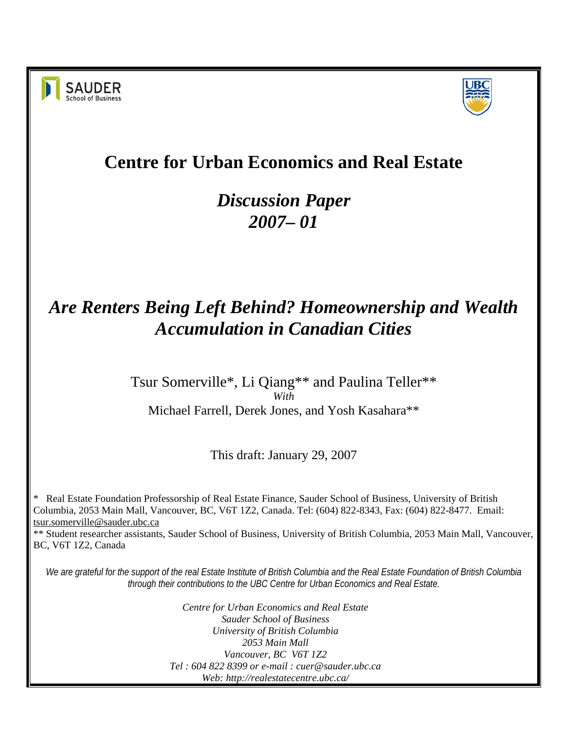SAUDER
School of Business

# Centre for Urban Economics and Real Estate

## *Discussion Paper 2007– 01*

# *Are Renters Being Left Behind? Homeownership and Wealth Accumulation in Canadian Cities*

Tsur Somerville*, Li Qiang** and Paulina Teller**
*With*
Michael Farrell, Derek Jones, and Yosh Kasahara**

This draft: January 29, 2007

\* Real Estate Foundation Professorship of Real Estate Finance, Sauder School of Business, University of British Columbia, 2053 Main Mall, Vancouver, BC, V6T 1Z2, Canada. Tel: (604) 822-8343, Fax: (604) 822-8477. Email: tsur.somerville@sauder.ubc.ca

\*\* Student researcher assistants, Sauder School of Business, University of British Columbia, 2053 Main Mall, Vancouver, BC, V6T 1Z2, Canada

*We are grateful for the support of the real Estate Institute of British Columbia and the Real Estate Foundation of British Columbia through their contributions to the UBC Centre for Urban Economics and Real Estate.*

*Centre for Urban Economics and Real Estate*
*Sauder School of Business*
*University of British Columbia*
*2053 Main Mall*
*Vancouver, BC V6T 1Z2*
*Tel : 604 822 8399 or e-mail : cuer@sauder.ubc.ca*
*Web: http://realestatecentre.ubc.ca/*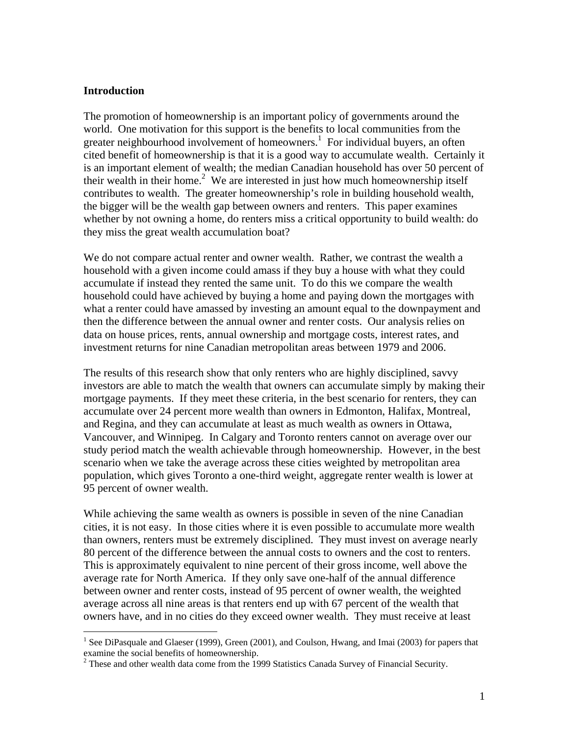## Introduction

The promotion of homeownership is an important policy of governments around the world. One motivation for this support is the benefits to local communities from the greater neighbourhood involvement of homeowners.[1] For individual buyers, an often cited benefit of homeownership is that it is a good way to accumulate wealth. Certainly it is an important element of wealth; the median Canadian household has over 50 percent of their wealth in their home.[2] We are interested in just how much homeownership itself contributes to wealth. The greater homeownership's role in building household wealth, the bigger will be the wealth gap between owners and renters. This paper examines whether by not owning a home, do renters miss a critical opportunity to build wealth: do they miss the great wealth accumulation boat?

We do not compare actual renter and owner wealth. Rather, we contrast the wealth a household with a given income could amass if they buy a house with what they could accumulate if instead they rented the same unit. To do this we compare the wealth household could have achieved by buying a home and paying down the mortgages with what a renter could have amassed by investing an amount equal to the downpayment and then the difference between the annual owner and renter costs. Our analysis relies on data on house prices, rents, annual ownership and mortgage costs, interest rates, and investment returns for nine Canadian metropolitan areas between 1979 and 2006.

The results of this research show that only renters who are highly disciplined, savvy investors are able to match the wealth that owners can accumulate simply by making their mortgage payments. If they meet these criteria, in the best scenario for renters, they can accumulate over 24 percent more wealth than owners in Edmonton, Halifax, Montreal, and Regina, and they can accumulate at least as much wealth as owners in Ottawa, Vancouver, and Winnipeg. In Calgary and Toronto renters cannot on average over our study period match the wealth achievable through homeownership. However, in the best scenario when we take the average across these cities weighted by metropolitan area population, which gives Toronto a one-third weight, aggregate renter wealth is lower at 95 percent of owner wealth.

While achieving the same wealth as owners is possible in seven of the nine Canadian cities, it is not easy. In those cities where it is even possible to accumulate more wealth than owners, renters must be extremely disciplined. They must invest on average nearly 80 percent of the difference between the annual costs to owners and the cost to renters. This is approximately equivalent to nine percent of their gross income, well above the average rate for North America. If they only save one-half of the annual difference between owner and renter costs, instead of 95 percent of owner wealth, the weighted average across all nine areas is that renters end up with 67 percent of the wealth that owners have, and in no cities do they exceed owner wealth. They must receive at least

[1] See DiPasquale and Glaeser (1999), Green (2001), and Coulson, Hwang, and Imai (2003) for papers that examine the social benefits of homeownership.

[2] These and other wealth data come from the 1999 Statistics Canada Survey of Financial Security.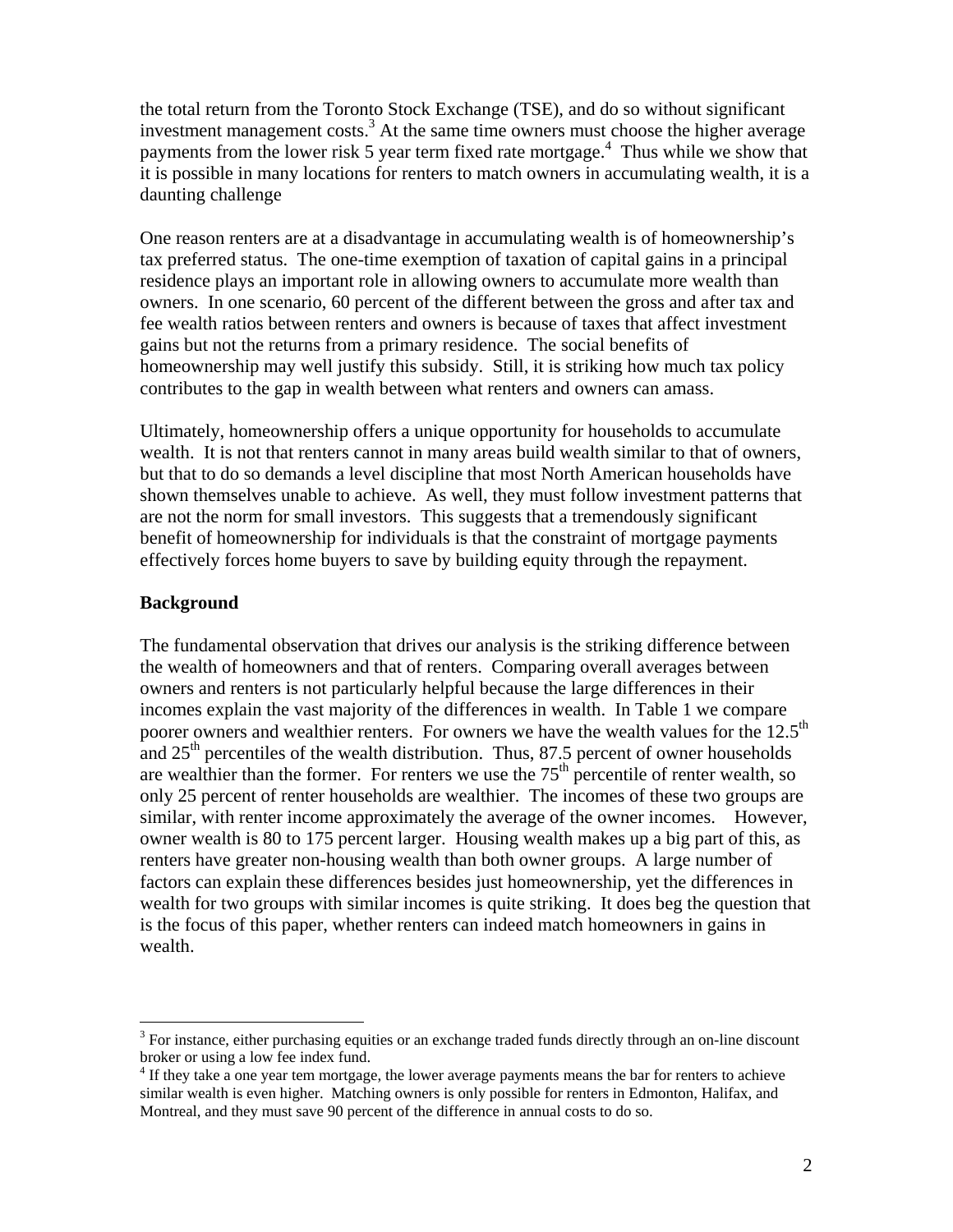the total return from the Toronto Stock Exchange (TSE), and do so without significant investment management costs.[3] At the same time owners must choose the higher average payments from the lower risk 5 year term fixed rate mortgage.[4] Thus while we show that it is possible in many locations for renters to match owners in accumulating wealth, it is a daunting challenge

One reason renters are at a disadvantage in accumulating wealth is of homeownership's tax preferred status. The one-time exemption of taxation of capital gains in a principal residence plays an important role in allowing owners to accumulate more wealth than owners. In one scenario, 60 percent of the different between the gross and after tax and fee wealth ratios between renters and owners is because of taxes that affect investment gains but not the returns from a primary residence. The social benefits of homeownership may well justify this subsidy. Still, it is striking how much tax policy contributes to the gap in wealth between what renters and owners can amass.

Ultimately, homeownership offers a unique opportunity for households to accumulate wealth. It is not that renters cannot in many areas build wealth similar to that of owners, but that to do so demands a level discipline that most North American households have shown themselves unable to achieve. As well, they must follow investment patterns that are not the norm for small investors. This suggests that a tremendously significant benefit of homeownership for individuals is that the constraint of mortgage payments effectively forces home buyers to save by building equity through the repayment.

## Background

The fundamental observation that drives our analysis is the striking difference between the wealth of homeowners and that of renters. Comparing overall averages between owners and renters is not particularly helpful because the large differences in their incomes explain the vast majority of the differences in wealth. In Table 1 we compare poorer owners and wealthier renters. For owners we have the wealth values for the 12.5th and 25th percentiles of the wealth distribution. Thus, 87.5 percent of owner households are wealthier than the former. For renters we use the 75th percentile of renter wealth, so only 25 percent of renter households are wealthier. The incomes of these two groups are similar, with renter income approximately the average of the owner incomes. However, owner wealth is 80 to 175 percent larger. Housing wealth makes up a big part of this, as renters have greater non-housing wealth than both owner groups. A large number of factors can explain these differences besides just homeownership, yet the differences in wealth for two groups with similar incomes is quite striking. It does beg the question that is the focus of this paper, whether renters can indeed match homeowners in gains in wealth.

---

[3] For instance, either purchasing equities or an exchange traded funds directly through an on-line discount broker or using a low fee index fund.

[4] If they take a one year tem mortgage, the lower average payments means the bar for renters to achieve similar wealth is even higher. Matching owners is only possible for renters in Edmonton, Halifax, and Montreal, and they must save 90 percent of the difference in annual costs to do so.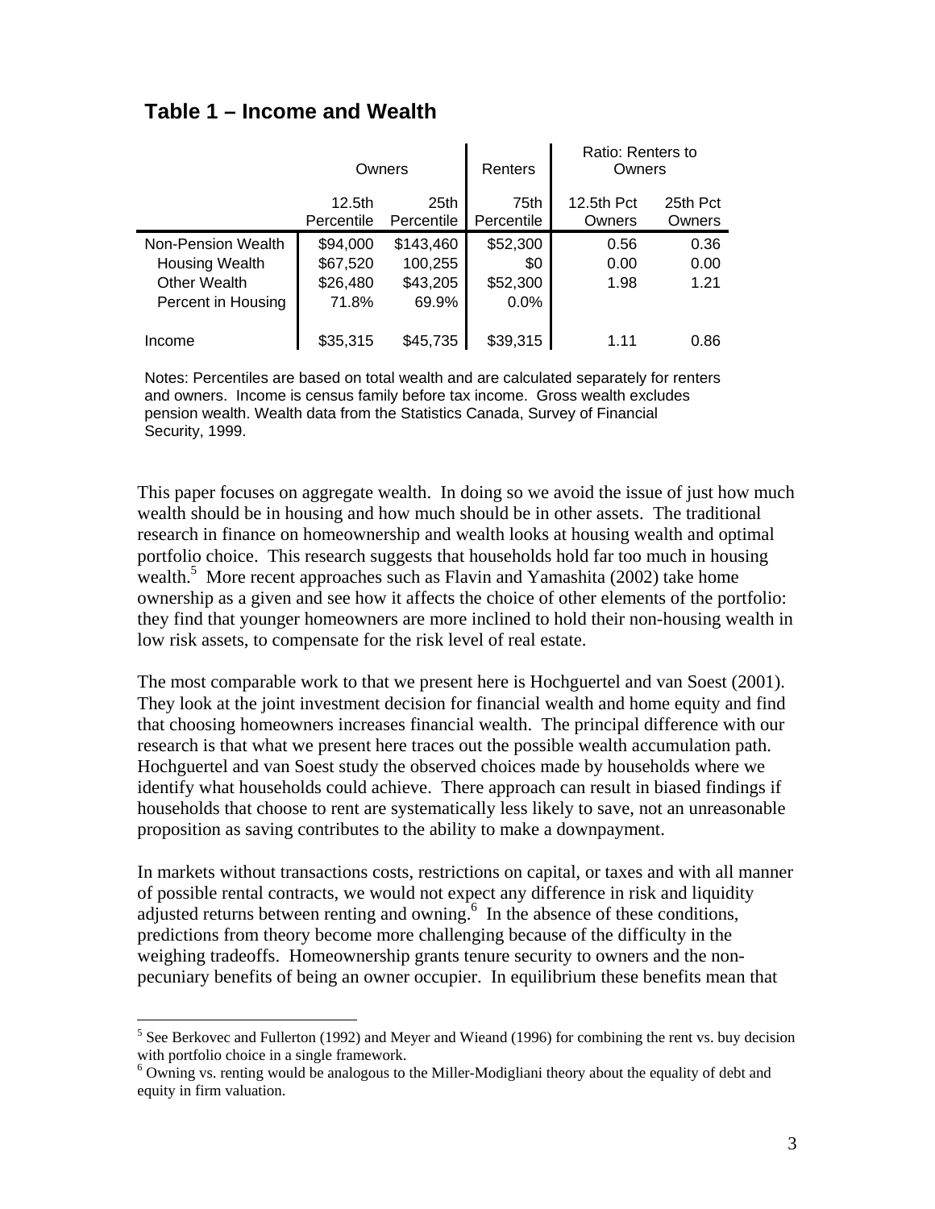## Table 1 – Income and Wealth

| | Owners | | Renters | Ratio: Renters to Owners | |
|---|---|---|---|---|---|
| | 12.5th Percentile | 25th Percentile | 75th Percentile | 12.5th Pct Owners | 25th Pct Owners |
| Non-Pension Wealth | $94,000 | $143,460 | $52,300 | 0.56 | 0.36 |
| Housing Wealth | $67,520 | 100,255 | $0 | 0.00 | 0.00 |
| Other Wealth | $26,480 | $43,205 | $52,300 | 1.98 | 1.21 |
| Percent in Housing | 71.8% | 69.9% | 0.0% | | |
| Income | $35,315 | $45,735 | $39,315 | 1.11 | 0.86 |

Notes: Percentiles are based on total wealth and are calculated separately for renters and owners. Income is census family before tax income. Gross wealth excludes pension wealth. Wealth data from the Statistics Canada, Survey of Financial Security, 1999.

This paper focuses on aggregate wealth. In doing so we avoid the issue of just how much wealth should be in housing and how much should be in other assets. The traditional research in finance on homeownership and wealth looks at housing wealth and optimal portfolio choice. This research suggests that households hold far too much in housing wealth.[5] More recent approaches such as Flavin and Yamashita (2002) take home ownership as a given and see how it affects the choice of other elements of the portfolio: they find that younger homeowners are more inclined to hold their non-housing wealth in low risk assets, to compensate for the risk level of real estate.

The most comparable work to that we present here is Hochguertel and van Soest (2001). They look at the joint investment decision for financial wealth and home equity and find that choosing homeowners increases financial wealth. The principal difference with our research is that what we present here traces out the possible wealth accumulation path. Hochguertel and van Soest study the observed choices made by households where we identify what households could achieve. There approach can result in biased findings if households that choose to rent are systematically less likely to save, not an unreasonable proposition as saving contributes to the ability to make a downpayment.

In markets without transactions costs, restrictions on capital, or taxes and with all manner of possible rental contracts, we would not expect any difference in risk and liquidity adjusted returns between renting and owning.[6] In the absence of these conditions, predictions from theory become more challenging because of the difficulty in the weighing tradeoffs. Homeownership grants tenure security to owners and the non-pecuniary benefits of being an owner occupier. In equilibrium these benefits mean that

[5] See Berkovec and Fullerton (1992) and Meyer and Wieand (1996) for combining the rent vs. buy decision with portfolio choice in a single framework.

[6] Owning vs. renting would be analogous to the Miller-Modigliani theory about the equality of debt and equity in firm valuation.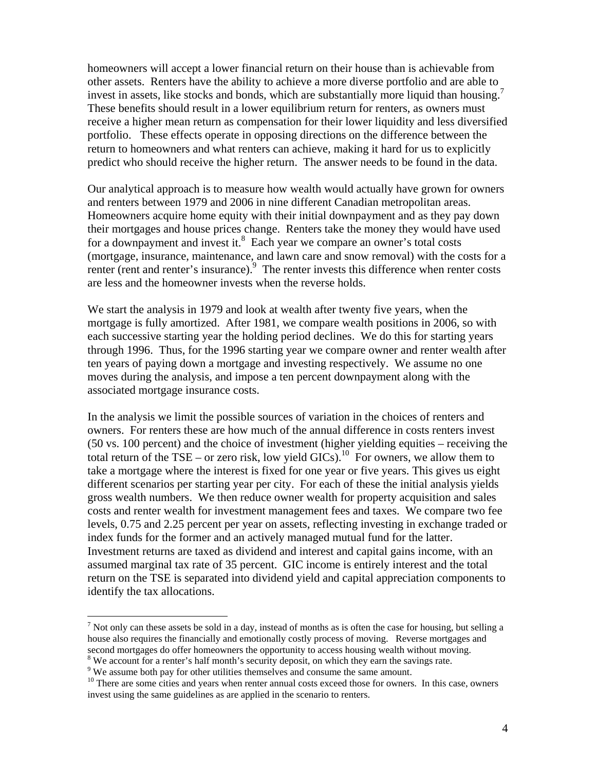homeowners will accept a lower financial return on their house than is achievable from other assets. Renters have the ability to achieve a more diverse portfolio and are able to invest in assets, like stocks and bonds, which are substantially more liquid than housing.[7] These benefits should result in a lower equilibrium return for renters, as owners must receive a higher mean return as compensation for their lower liquidity and less diversified portfolio. These effects operate in opposing directions on the difference between the return to homeowners and what renters can achieve, making it hard for us to explicitly predict who should receive the higher return. The answer needs to be found in the data.

Our analytical approach is to measure how wealth would actually have grown for owners and renters between 1979 and 2006 in nine different Canadian metropolitan areas. Homeowners acquire home equity with their initial downpayment and as they pay down their mortgages and house prices change. Renters take the money they would have used for a downpayment and invest it.[8] Each year we compare an owner's total costs (mortgage, insurance, maintenance, and lawn care and snow removal) with the costs for a renter (rent and renter's insurance).[9] The renter invests this difference when renter costs are less and the homeowner invests when the reverse holds.

We start the analysis in 1979 and look at wealth after twenty five years, when the mortgage is fully amortized. After 1981, we compare wealth positions in 2006, so with each successive starting year the holding period declines. We do this for starting years through 1996. Thus, for the 1996 starting year we compare owner and renter wealth after ten years of paying down a mortgage and investing respectively. We assume no one moves during the analysis, and impose a ten percent downpayment along with the associated mortgage insurance costs.

In the analysis we limit the possible sources of variation in the choices of renters and owners. For renters these are how much of the annual difference in costs renters invest (50 vs. 100 percent) and the choice of investment (higher yielding equities – receiving the total return of the TSE – or zero risk, low yield GICs).[10] For owners, we allow them to take a mortgage where the interest is fixed for one year or five years. This gives us eight different scenarios per starting year per city. For each of these the initial analysis yields gross wealth numbers. We then reduce owner wealth for property acquisition and sales costs and renter wealth for investment management fees and taxes. We compare two fee levels, 0.75 and 2.25 percent per year on assets, reflecting investing in exchange traded or index funds for the former and an actively managed mutual fund for the latter. Investment returns are taxed as dividend and interest and capital gains income, with an assumed marginal tax rate of 35 percent. GIC income is entirely interest and the total return on the TSE is separated into dividend yield and capital appreciation components to identify the tax allocations.

---

[7] Not only can these assets be sold in a day, instead of months as is often the case for housing, but selling a house also requires the financially and emotionally costly process of moving. Reverse mortgages and second mortgages do offer homeowners the opportunity to access housing wealth without moving.

[8] We account for a renter's half month's security deposit, on which they earn the savings rate.

[9] We assume both pay for other utilities themselves and consume the same amount.

[10] There are some cities and years when renter annual costs exceed those for owners. In this case, owners invest using the same guidelines as are applied in the scenario to renters.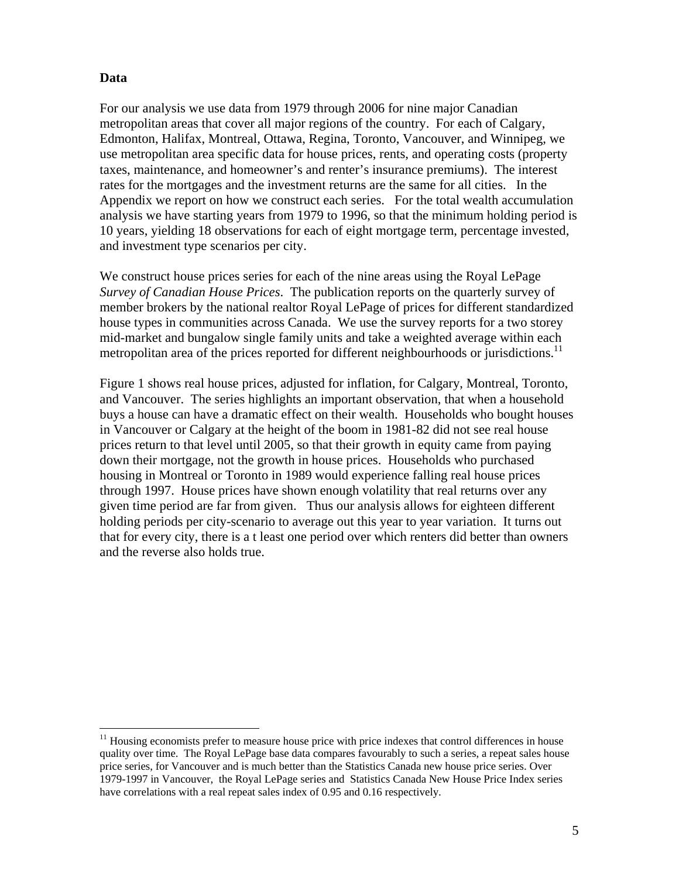**Data**

For our analysis we use data from 1979 through 2006 for nine major Canadian metropolitan areas that cover all major regions of the country. For each of Calgary, Edmonton, Halifax, Montreal, Ottawa, Regina, Toronto, Vancouver, and Winnipeg, we use metropolitan area specific data for house prices, rents, and operating costs (property taxes, maintenance, and homeowner's and renter's insurance premiums). The interest rates for the mortgages and the investment returns are the same for all cities. In the Appendix we report on how we construct each series. For the total wealth accumulation analysis we have starting years from 1979 to 1996, so that the minimum holding period is 10 years, yielding 18 observations for each of eight mortgage term, percentage invested, and investment type scenarios per city.

We construct house prices series for each of the nine areas using the Royal LePage *Survey of Canadian House Prices*. The publication reports on the quarterly survey of member brokers by the national realtor Royal LePage of prices for different standardized house types in communities across Canada. We use the survey reports for a two storey mid-market and bungalow single family units and take a weighted average within each metropolitan area of the prices reported for different neighbourhoods or jurisdictions.[11]

Figure 1 shows real house prices, adjusted for inflation, for Calgary, Montreal, Toronto, and Vancouver. The series highlights an important observation, that when a household buys a house can have a dramatic effect on their wealth. Households who bought houses in Vancouver or Calgary at the height of the boom in 1981-82 did not see real house prices return to that level until 2005, so that their growth in equity came from paying down their mortgage, not the growth in house prices. Households who purchased housing in Montreal or Toronto in 1989 would experience falling real house prices through 1997. House prices have shown enough volatility that real returns over any given time period are far from given. Thus our analysis allows for eighteen different holding periods per city-scenario to average out this year to year variation. It turns out that for every city, there is a t least one period over which renters did better than owners and the reverse also holds true.

[11] Housing economists prefer to measure house price with price indexes that control differences in house quality over time. The Royal LePage base data compares favourably to such a series, a repeat sales house price series, for Vancouver and is much better than the Statistics Canada new house price series. Over 1979-1997 in Vancouver, the Royal LePage series and Statistics Canada New House Price Index series have correlations with a real repeat sales index of 0.95 and 0.16 respectively.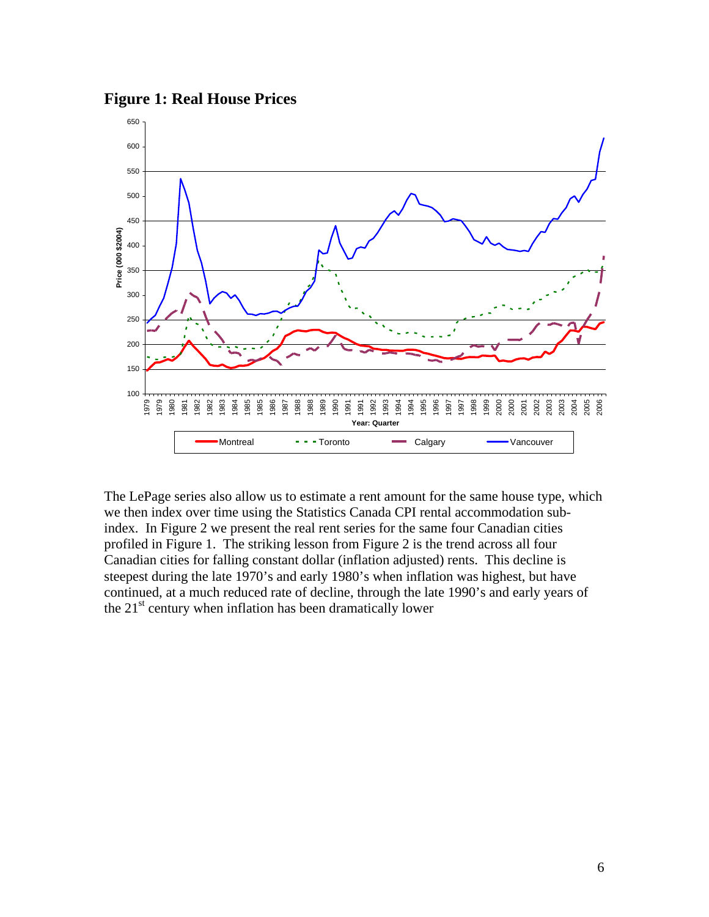**Figure 1: Real House Prices**

The LePage series also allow us to estimate a rent amount for the same house type, which we then index over time using the Statistics Canada CPI rental accommodation sub-index. In Figure 2 we present the real rent series for the same four Canadian cities profiled in Figure 1. The striking lesson from Figure 2 is the trend across all four Canadian cities for falling constant dollar (inflation adjusted) rents. This decline is steepest during the late 1970's and early 1980's when inflation was highest, but have continued, at a much reduced rate of decline, through the late 1990's and early years of the 21st century when inflation has been dramatically lower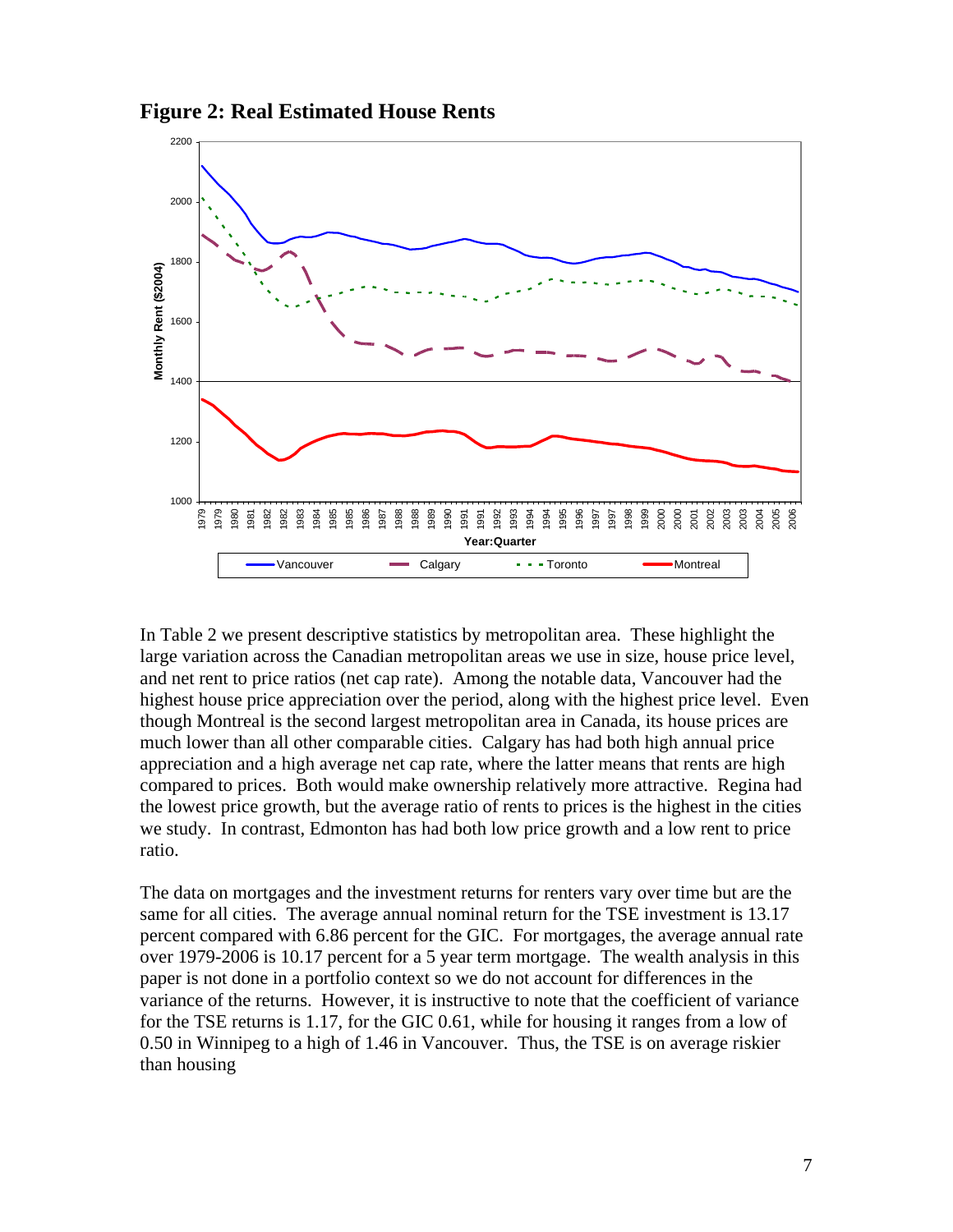**Figure 2: Real Estimated House Rents**

In Table 2 we present descriptive statistics by metropolitan area. These highlight the large variation across the Canadian metropolitan areas we use in size, house price level, and net rent to price ratios (net cap rate). Among the notable data, Vancouver had the highest house price appreciation over the period, along with the highest price level. Even though Montreal is the second largest metropolitan area in Canada, its house prices are much lower than all other comparable cities. Calgary has had both high annual price appreciation and a high average net cap rate, where the latter means that rents are high compared to prices. Both would make ownership relatively more attractive. Regina had the lowest price growth, but the average ratio of rents to prices is the highest in the cities we study. In contrast, Edmonton has had both low price growth and a low rent to price ratio.

The data on mortgages and the investment returns for renters vary over time but are the same for all cities. The average annual nominal return for the TSE investment is 13.17 percent compared with 6.86 percent for the GIC. For mortgages, the average annual rate over 1979-2006 is 10.17 percent for a 5 year term mortgage. The wealth analysis in this paper is not done in a portfolio context so we do not account for differences in the variance of the returns. However, it is instructive to note that the coefficient of variance for the TSE returns is 1.17, for the GIC 0.61, while for housing it ranges from a low of 0.50 in Winnipeg to a high of 1.46 in Vancouver. Thus, the TSE is on average riskier than housing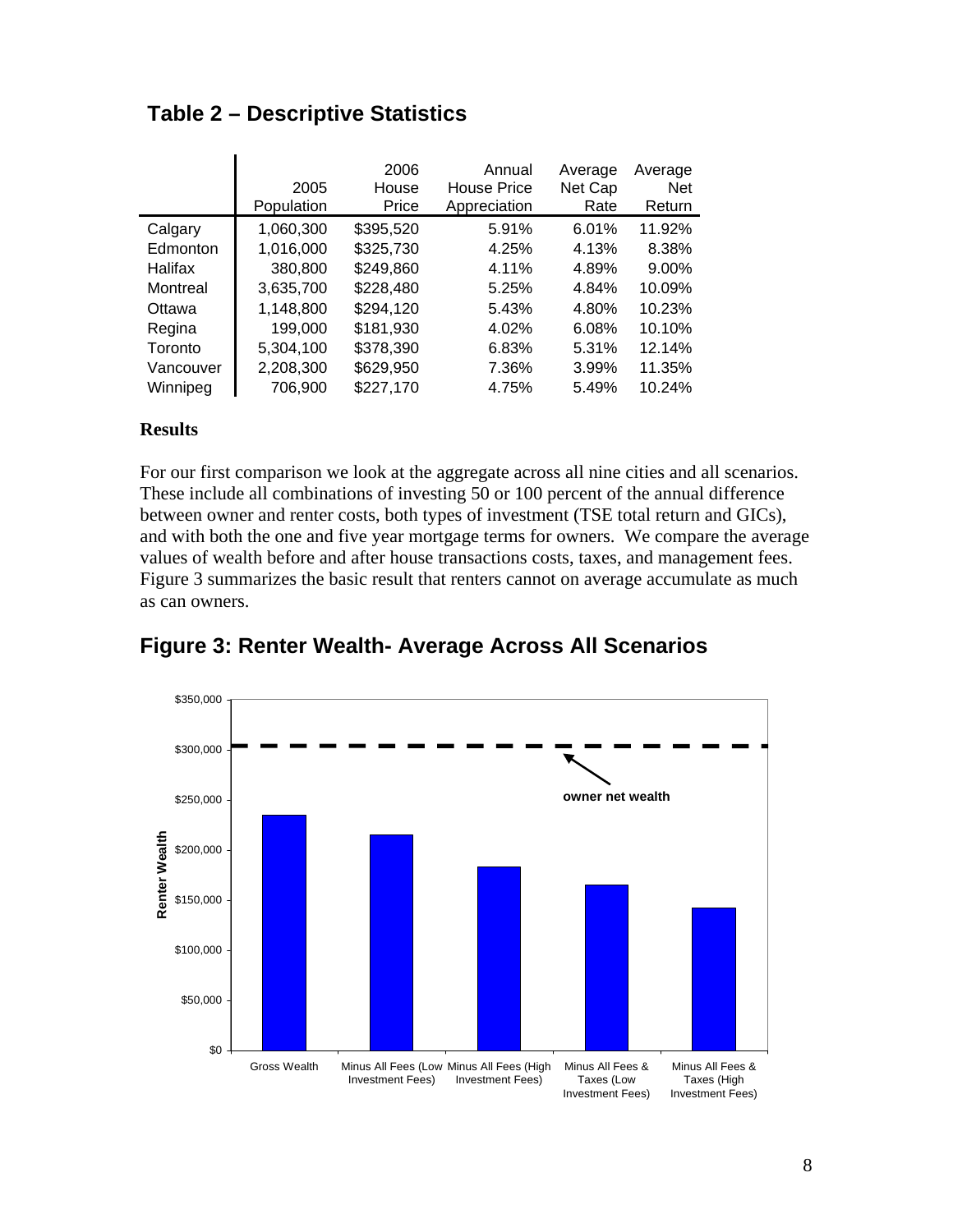## Table 2 – Descriptive Statistics

| | 2005 Population | 2006 House Price | Annual House Price Appreciation | Average Net Cap Rate | Average Net Return |
|---|---|---|---|---|---|
| Calgary | 1,060,300 | $395,520 | 5.91% | 6.01% | 11.92% |
| Edmonton | 1,016,000 | $325,730 | 4.25% | 4.13% | 8.38% |
| Halifax | 380,800 | $249,860 | 4.11% | 4.89% | 9.00% |
| Montreal | 3,635,700 | $228,480 | 5.25% | 4.84% | 10.09% |
| Ottawa | 1,148,800 | $294,120 | 5.43% | 4.80% | 10.23% |
| Regina | 199,000 | $181,930 | 4.02% | 6.08% | 10.10% |
| Toronto | 5,304,100 | $378,390 | 6.83% | 5.31% | 12.14% |
| Vancouver | 2,208,300 | $629,950 | 7.36% | 3.99% | 11.35% |
| Winnipeg | 706,900 | $227,170 | 4.75% | 5.49% | 10.24% |

**Results**

For our first comparison we look at the aggregate across all nine cities and all scenarios. These include all combinations of investing 50 or 100 percent of the annual difference between owner and renter costs, both types of investment (TSE total return and GICs), and with both the one and five year mortgage terms for owners. We compare the average values of wealth before and after house transactions costs, taxes, and management fees. Figure 3 summarizes the basic result that renters cannot on average accumulate as much as can owners.

## Figure 3: Renter Wealth- Average Across All Scenarios

Renter Wealth

owner net wealth

Gross Wealth | Minus All Fees (Low Investment Fees) | Minus All Fees (High Investment Fees) | Minus All Fees & Taxes (Low Investment Fees) | Minus All Fees & Taxes (High Investment Fees)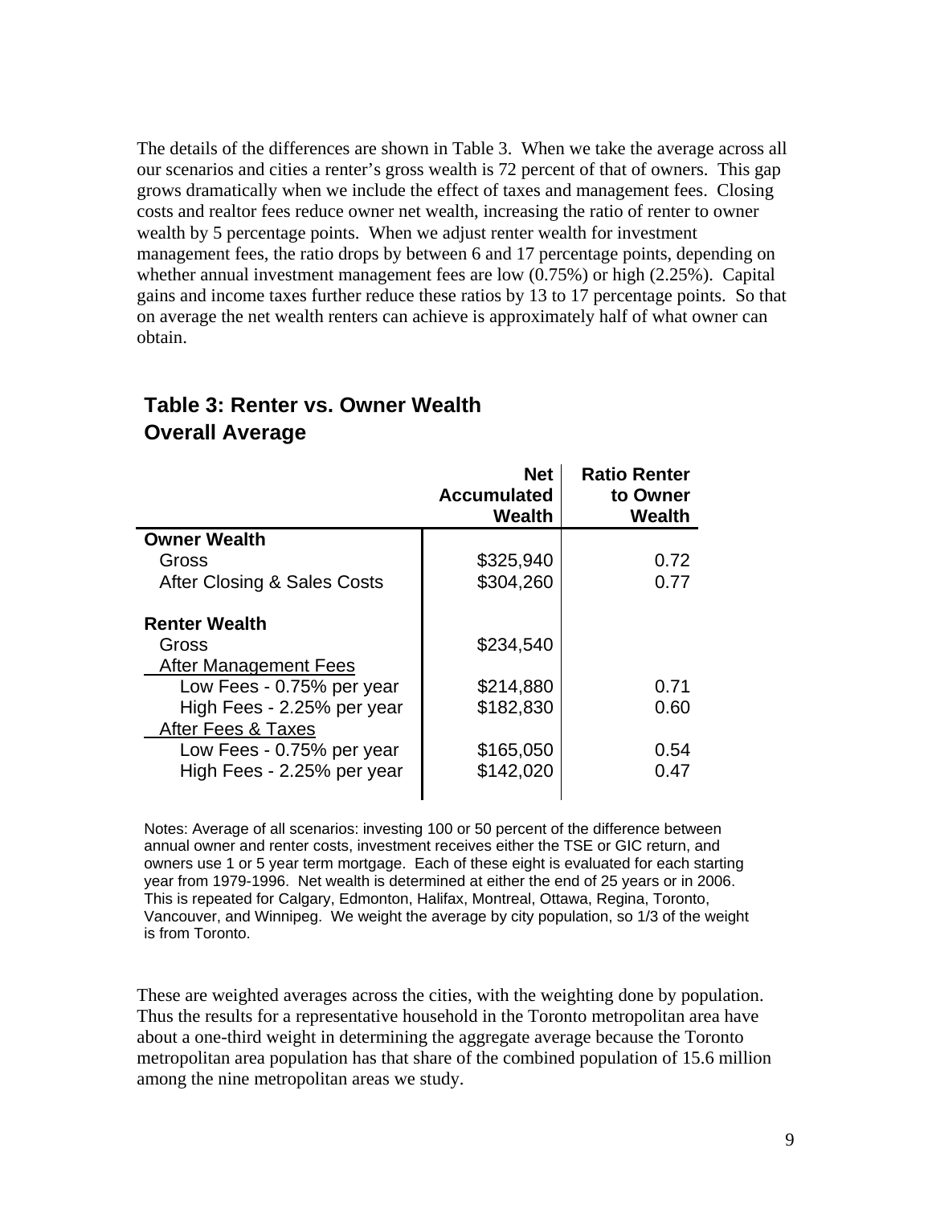The details of the differences are shown in Table 3. When we take the average across all our scenarios and cities a renter's gross wealth is 72 percent of that of owners. This gap grows dramatically when we include the effect of taxes and management fees. Closing costs and realtor fees reduce owner net wealth, increasing the ratio of renter to owner wealth by 5 percentage points. When we adjust renter wealth for investment management fees, the ratio drops by between 6 and 17 percentage points, depending on whether annual investment management fees are low (0.75%) or high (2.25%). Capital gains and income taxes further reduce these ratios by 13 to 17 percentage points. So that on average the net wealth renters can achieve is approximately half of what owner can obtain.

## Table 3: Renter vs. Owner Wealth Overall Average

| | Net Accumulated Wealth | Ratio Renter to Owner Wealth |
|---|---|---|
| **Owner Wealth** | | |
| Gross | $325,940 | 0.72 |
| After Closing & Sales Costs | $304,260 | 0.77 |
| | | |
| **Renter Wealth** | | |
| Gross | $234,540 | |
| After Management Fees | | |
| Low Fees - 0.75% per year | $214,880 | 0.71 |
| High Fees - 2.25% per year | $182,830 | 0.60 |
| After Fees & Taxes | | |
| Low Fees - 0.75% per year | $165,050 | 0.54 |
| High Fees - 2.25% per year | $142,020 | 0.47 |

Notes: Average of all scenarios: investing 100 or 50 percent of the difference between annual owner and renter costs, investment receives either the TSE or GIC return, and owners use 1 or 5 year term mortgage. Each of these eight is evaluated for each starting year from 1979-1996. Net wealth is determined at either the end of 25 years or in 2006. This is repeated for Calgary, Edmonton, Halifax, Montreal, Ottawa, Regina, Toronto, Vancouver, and Winnipeg. We weight the average by city population, so 1/3 of the weight is from Toronto.

These are weighted averages across the cities, with the weighting done by population. Thus the results for a representative household in the Toronto metropolitan area have about a one-third weight in determining the aggregate average because the Toronto metropolitan area population has that share of the combined population of 15.6 million among the nine metropolitan areas we study.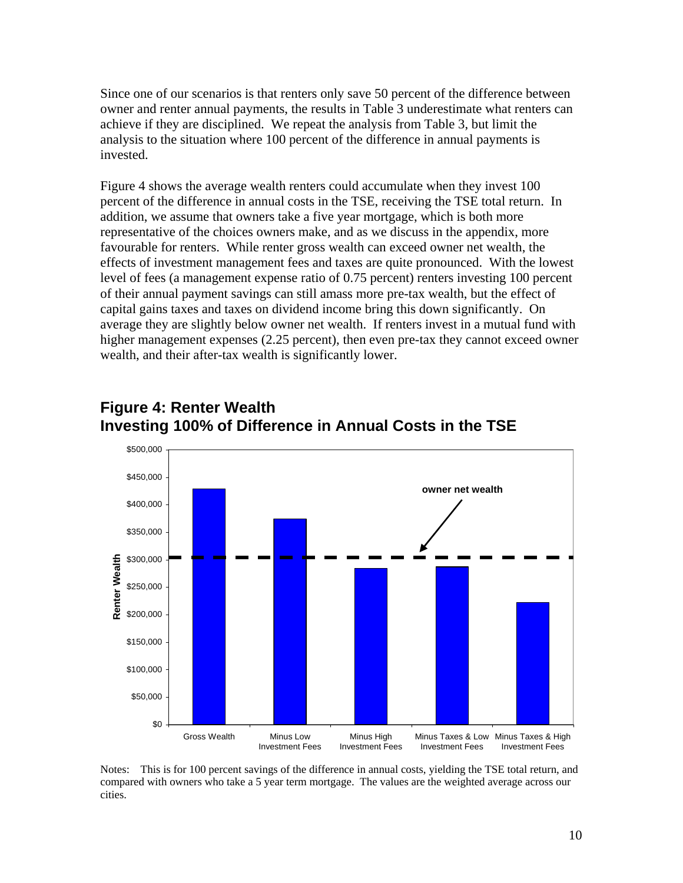Since one of our scenarios is that renters only save 50 percent of the difference between owner and renter annual payments, the results in Table 3 underestimate what renters can achieve if they are disciplined. We repeat the analysis from Table 3, but limit the analysis to the situation where 100 percent of the difference in annual payments is invested.

Figure 4 shows the average wealth renters could accumulate when they invest 100 percent of the difference in annual costs in the TSE, receiving the TSE total return. In addition, we assume that owners take a five year mortgage, which is both more representative of the choices owners make, and as we discuss in the appendix, more favourable for renters. While renter gross wealth can exceed owner net wealth, the effects of investment management fees and taxes are quite pronounced. With the lowest level of fees (a management expense ratio of 0.75 percent) renters investing 100 percent of their annual payment savings can still amass more pre-tax wealth, but the effect of capital gains taxes and taxes on dividend income bring this down significantly. On average they are slightly below owner net wealth. If renters invest in a mutual fund with higher management expenses (2.25 percent), then even pre-tax they cannot exceed owner wealth, and their after-tax wealth is significantly lower.

## Figure 4: Renter Wealth Investing 100% of Difference in Annual Costs in the TSE

Notes: This is for 100 percent savings of the difference in annual costs, yielding the TSE total return, and compared with owners who take a 5 year term mortgage. The values are the weighted average across our cities.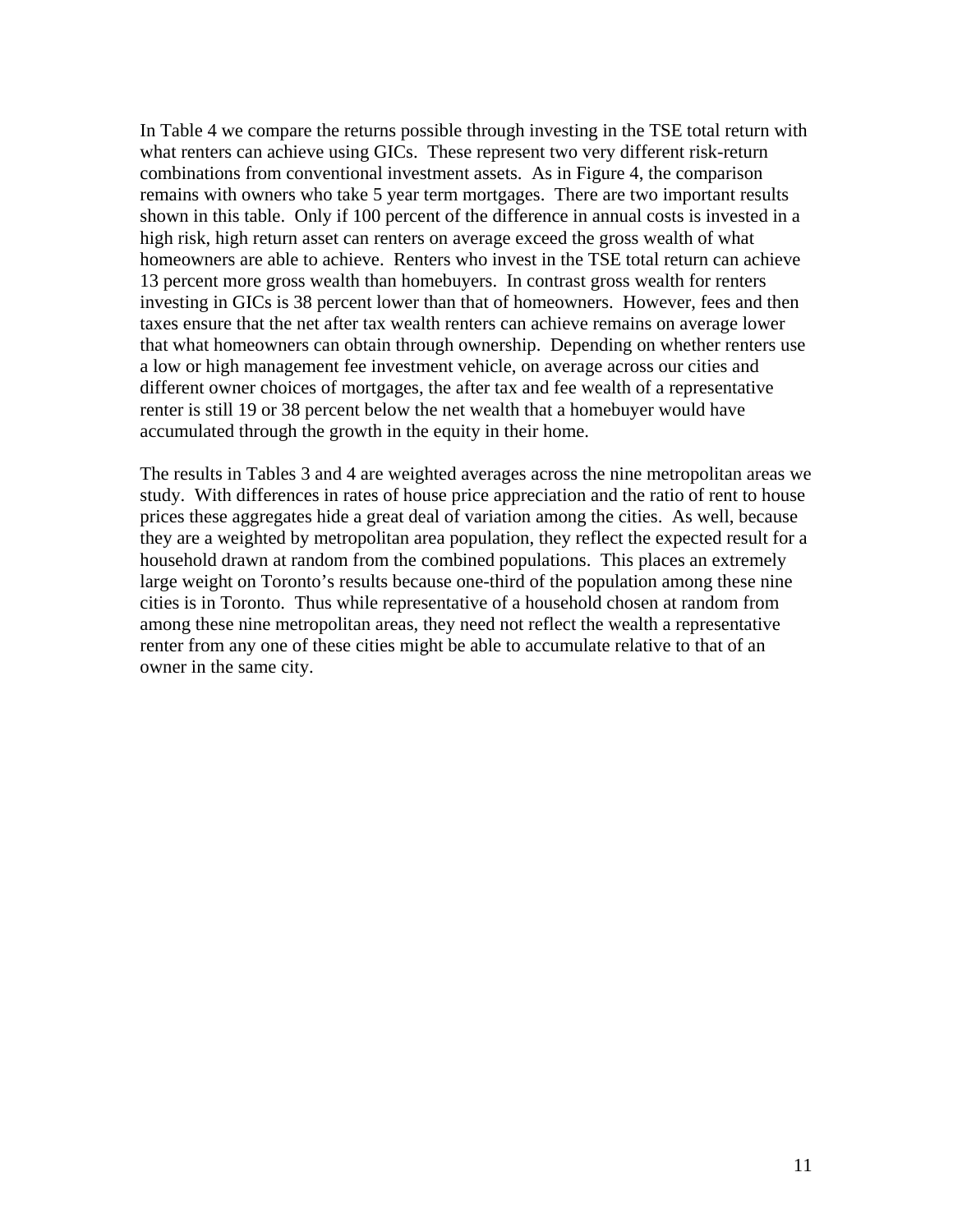In Table 4 we compare the returns possible through investing in the TSE total return with what renters can achieve using GICs. These represent two very different risk-return combinations from conventional investment assets. As in Figure 4, the comparison remains with owners who take 5 year term mortgages. There are two important results shown in this table. Only if 100 percent of the difference in annual costs is invested in a high risk, high return asset can renters on average exceed the gross wealth of what homeowners are able to achieve. Renters who invest in the TSE total return can achieve 13 percent more gross wealth than homebuyers. In contrast gross wealth for renters investing in GICs is 38 percent lower than that of homeowners. However, fees and then taxes ensure that the net after tax wealth renters can achieve remains on average lower that what homeowners can obtain through ownership. Depending on whether renters use a low or high management fee investment vehicle, on average across our cities and different owner choices of mortgages, the after tax and fee wealth of a representative renter is still 19 or 38 percent below the net wealth that a homebuyer would have accumulated through the growth in the equity in their home.

The results in Tables 3 and 4 are weighted averages across the nine metropolitan areas we study. With differences in rates of house price appreciation and the ratio of rent to house prices these aggregates hide a great deal of variation among the cities. As well, because they are a weighted by metropolitan area population, they reflect the expected result for a household drawn at random from the combined populations. This places an extremely large weight on Toronto's results because one-third of the population among these nine cities is in Toronto. Thus while representative of a household chosen at random from among these nine metropolitan areas, they need not reflect the wealth a representative renter from any one of these cities might be able to accumulate relative to that of an owner in the same city.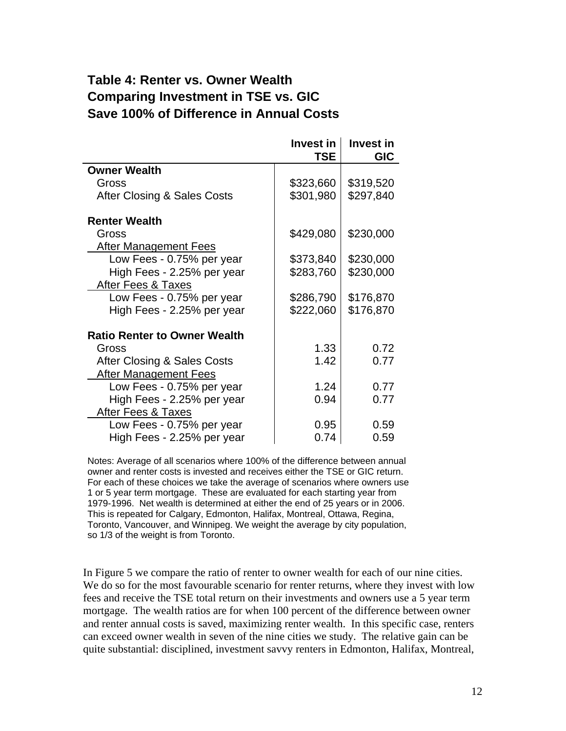**Table 4: Renter vs. Owner Wealth**
**Comparing Investment in TSE vs. GIC**
**Save 100% of Difference in Annual Costs**

| | Invest in TSE | Invest in GIC |
|---|---|---|
| **Owner Wealth** | | |
| Gross | $323,660 | $319,520 |
| After Closing & Sales Costs | $301,980 | $297,840 |
| | | |
| **Renter Wealth** | | |
| Gross | $429,080 | $230,000 |
| After Management Fees | | |
| Low Fees - 0.75% per year | $373,840 | $230,000 |
| High Fees - 2.25% per year | $283,760 | $230,000 |
| After Fees & Taxes | | |
| Low Fees - 0.75% per year | $286,790 | $176,870 |
| High Fees - 2.25% per year | $222,060 | $176,870 |
| | | |
| **Ratio Renter to Owner Wealth** | | |
| Gross | 1.33 | 0.72 |
| After Closing & Sales Costs | 1.42 | 0.77 |
| After Management Fees | | |
| Low Fees - 0.75% per year | 1.24 | 0.77 |
| High Fees - 2.25% per year | 0.94 | 0.77 |
| After Fees & Taxes | | |
| Low Fees - 0.75% per year | 0.95 | 0.59 |
| High Fees - 2.25% per year | 0.74 | 0.59 |

Notes: Average of all scenarios where 100% of the difference between annual owner and renter costs is invested and receives either the TSE or GIC return. For each of these choices we take the average of scenarios where owners use 1 or 5 year term mortgage. These are evaluated for each starting year from 1979-1996. Net wealth is determined at either the end of 25 years or in 2006. This is repeated for Calgary, Edmonton, Halifax, Montreal, Ottawa, Regina, Toronto, Vancouver, and Winnipeg. We weight the average by city population, so 1/3 of the weight is from Toronto.

In Figure 5 we compare the ratio of renter to owner wealth for each of our nine cities. We do so for the most favourable scenario for renter returns, where they invest with low fees and receive the TSE total return on their investments and owners use a 5 year term mortgage. The wealth ratios are for when 100 percent of the difference between owner and renter annual costs is saved, maximizing renter wealth. In this specific case, renters can exceed owner wealth in seven of the nine cities we study. The relative gain can be quite substantial: disciplined, investment savvy renters in Edmonton, Halifax, Montreal,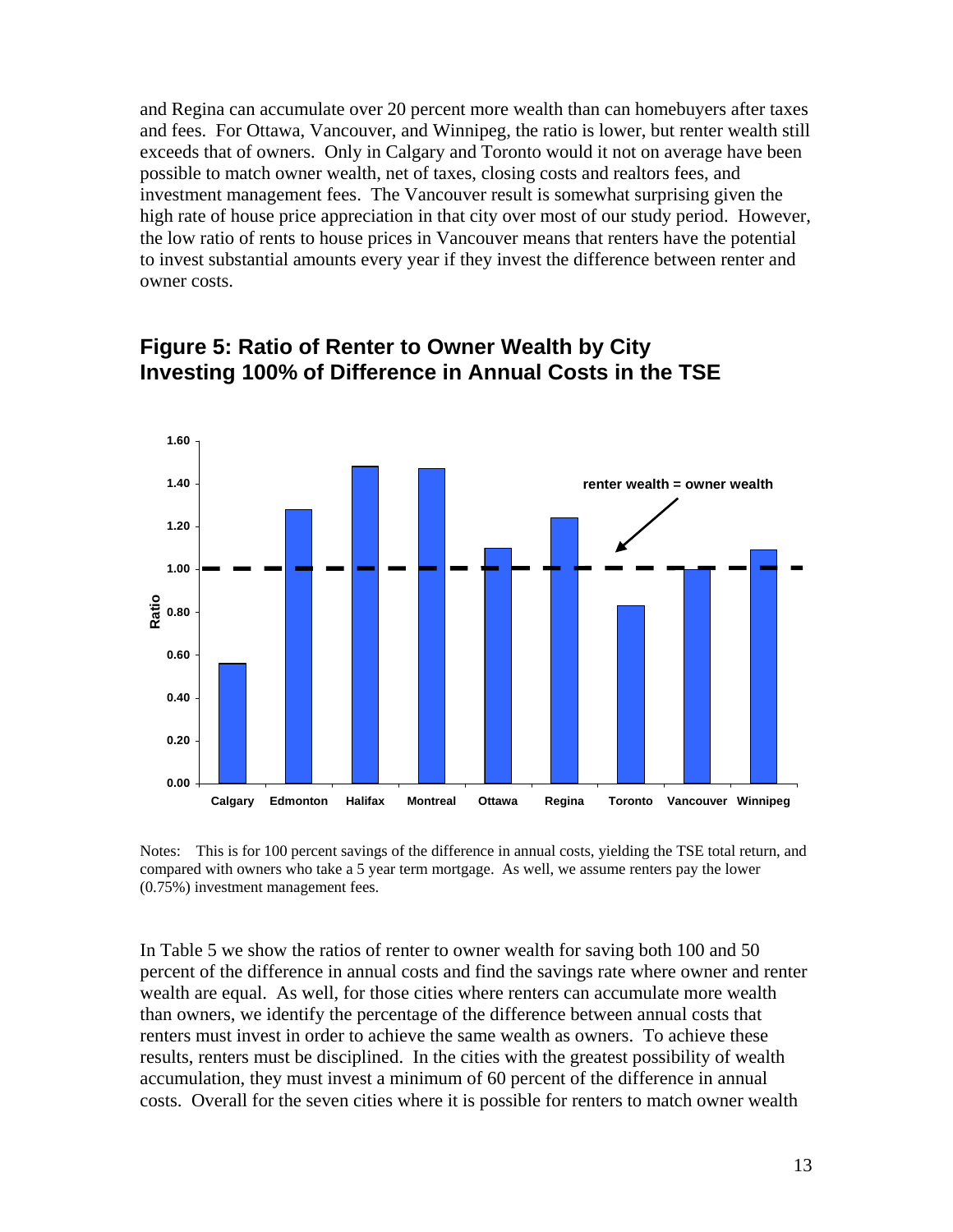and Regina can accumulate over 20 percent more wealth than can homebuyers after taxes and fees. For Ottawa, Vancouver, and Winnipeg, the ratio is lower, but renter wealth still exceeds that of owners. Only in Calgary and Toronto would it not on average have been possible to match owner wealth, net of taxes, closing costs and realtors fees, and investment management fees. The Vancouver result is somewhat surprising given the high rate of house price appreciation in that city over most of our study period. However, the low ratio of rents to house prices in Vancouver means that renters have the potential to invest substantial amounts every year if they invest the difference between renter and owner costs.

## Figure 5: Ratio of Renter to Owner Wealth by City Investing 100% of Difference in Annual Costs in the TSE

Notes: This is for 100 percent savings of the difference in annual costs, yielding the TSE total return, and compared with owners who take a 5 year term mortgage. As well, we assume renters pay the lower (0.75%) investment management fees.

In Table 5 we show the ratios of renter to owner wealth for saving both 100 and 50 percent of the difference in annual costs and find the savings rate where owner and renter wealth are equal. As well, for those cities where renters can accumulate more wealth than owners, we identify the percentage of the difference between annual costs that renters must invest in order to achieve the same wealth as owners. To achieve these results, renters must be disciplined. In the cities with the greatest possibility of wealth accumulation, they must invest a minimum of 60 percent of the difference in annual costs. Overall for the seven cities where it is possible for renters to match owner wealth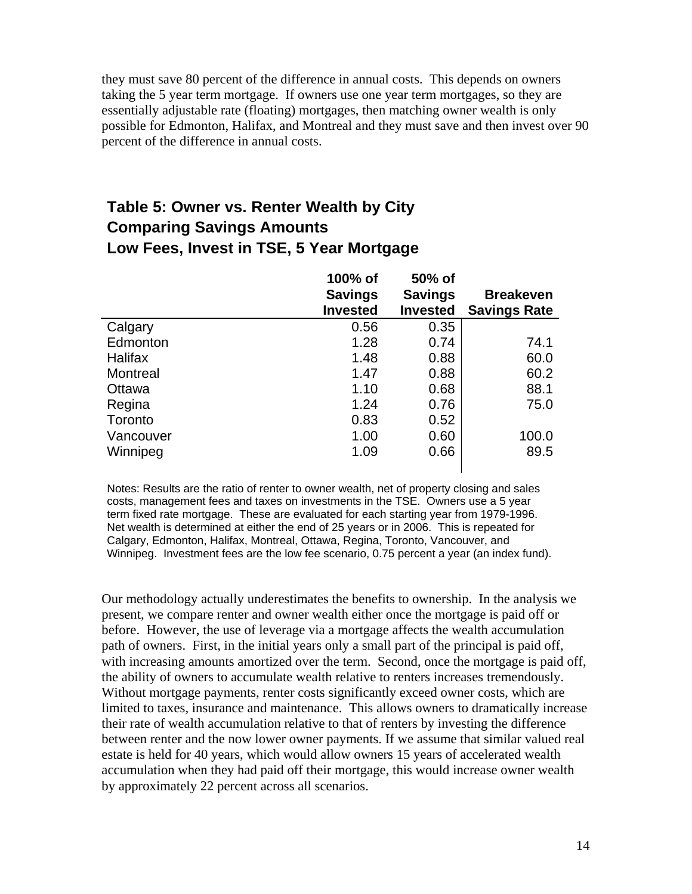they must save 80 percent of the difference in annual costs. This depends on owners taking the 5 year term mortgage. If owners use one year term mortgages, so they are essentially adjustable rate (floating) mortgages, then matching owner wealth is only possible for Edmonton, Halifax, and Montreal and they must save and then invest over 90 percent of the difference in annual costs.

### Table 5: Owner vs. Renter Wealth by City
### Comparing Savings Amounts
### Low Fees, Invest in TSE, 5 Year Mortgage

| | 100% of Savings Invested | 50% of Savings Invested | Breakeven Savings Rate |
|---|---|---|---|
| Calgary | 0.56 | 0.35 | |
| Edmonton | 1.28 | 0.74 | 74.1 |
| Halifax | 1.48 | 0.88 | 60.0 |
| Montreal | 1.47 | 0.88 | 60.2 |
| Ottawa | 1.10 | 0.68 | 88.1 |
| Regina | 1.24 | 0.76 | 75.0 |
| Toronto | 0.83 | 0.52 | |
| Vancouver | 1.00 | 0.60 | 100.0 |
| Winnipeg | 1.09 | 0.66 | 89.5 |

Notes: Results are the ratio of renter to owner wealth, net of property closing and sales costs, management fees and taxes on investments in the TSE. Owners use a 5 year term fixed rate mortgage. These are evaluated for each starting year from 1979-1996. Net wealth is determined at either the end of 25 years or in 2006. This is repeated for Calgary, Edmonton, Halifax, Montreal, Ottawa, Regina, Toronto, Vancouver, and Winnipeg. Investment fees are the low fee scenario, 0.75 percent a year (an index fund).

Our methodology actually underestimates the benefits to ownership. In the analysis we present, we compare renter and owner wealth either once the mortgage is paid off or before. However, the use of leverage via a mortgage affects the wealth accumulation path of owners. First, in the initial years only a small part of the principal is paid off, with increasing amounts amortized over the term. Second, once the mortgage is paid off, the ability of owners to accumulate wealth relative to renters increases tremendously. Without mortgage payments, renter costs significantly exceed owner costs, which are limited to taxes, insurance and maintenance. This allows owners to dramatically increase their rate of wealth accumulation relative to that of renters by investing the difference between renter and the now lower owner payments. If we assume that similar valued real estate is held for 40 years, which would allow owners 15 years of accelerated wealth accumulation when they had paid off their mortgage, this would increase owner wealth by approximately 22 percent across all scenarios.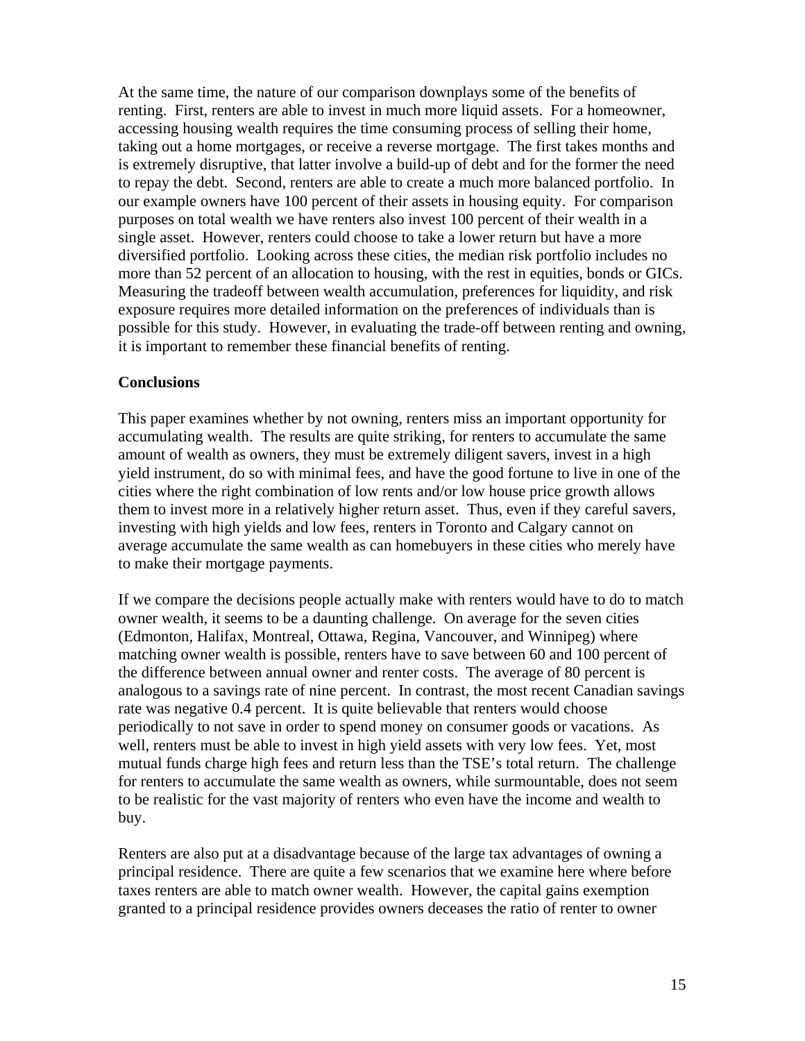At the same time, the nature of our comparison downplays some of the benefits of renting. First, renters are able to invest in much more liquid assets. For a homeowner, accessing housing wealth requires the time consuming process of selling their home, taking out a home mortgages, or receive a reverse mortgage. The first takes months and is extremely disruptive, that latter involve a build-up of debt and for the former the need to repay the debt. Second, renters are able to create a much more balanced portfolio. In our example owners have 100 percent of their assets in housing equity. For comparison purposes on total wealth we have renters also invest 100 percent of their wealth in a single asset. However, renters could choose to take a lower return but have a more diversified portfolio. Looking across these cities, the median risk portfolio includes no more than 52 percent of an allocation to housing, with the rest in equities, bonds or GICs. Measuring the tradeoff between wealth accumulation, preferences for liquidity, and risk exposure requires more detailed information on the preferences of individuals than is possible for this study. However, in evaluating the trade-off between renting and owning, it is important to remember these financial benefits of renting.

**Conclusions**

This paper examines whether by not owning, renters miss an important opportunity for accumulating wealth. The results are quite striking, for renters to accumulate the same amount of wealth as owners, they must be extremely diligent savers, invest in a high yield instrument, do so with minimal fees, and have the good fortune to live in one of the cities where the right combination of low rents and/or low house price growth allows them to invest more in a relatively higher return asset. Thus, even if they careful savers, investing with high yields and low fees, renters in Toronto and Calgary cannot on average accumulate the same wealth as can homebuyers in these cities who merely have to make their mortgage payments.

If we compare the decisions people actually make with renters would have to do to match owner wealth, it seems to be a daunting challenge. On average for the seven cities (Edmonton, Halifax, Montreal, Ottawa, Regina, Vancouver, and Winnipeg) where matching owner wealth is possible, renters have to save between 60 and 100 percent of the difference between annual owner and renter costs. The average of 80 percent is analogous to a savings rate of nine percent. In contrast, the most recent Canadian savings rate was negative 0.4 percent. It is quite believable that renters would choose periodically to not save in order to spend money on consumer goods or vacations. As well, renters must be able to invest in high yield assets with very low fees. Yet, most mutual funds charge high fees and return less than the TSE's total return. The challenge for renters to accumulate the same wealth as owners, while surmountable, does not seem to be realistic for the vast majority of renters who even have the income and wealth to buy.

Renters are also put at a disadvantage because of the large tax advantages of owning a principal residence. There are quite a few scenarios that we examine here where before taxes renters are able to match owner wealth. However, the capital gains exemption granted to a principal residence provides owners deceases the ratio of renter to owner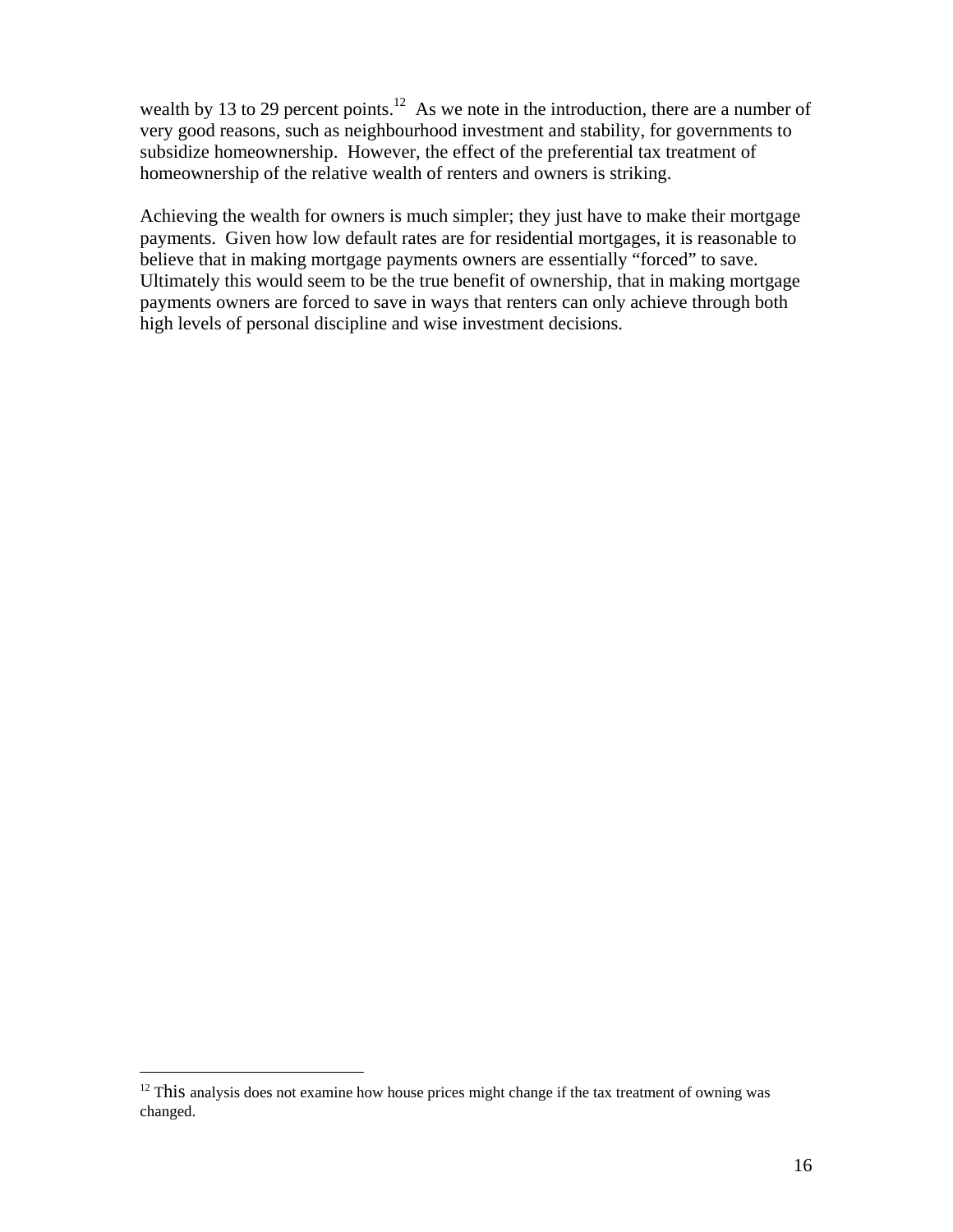wealth by 13 to 29 percent points.[12] As we note in the introduction, there are a number of very good reasons, such as neighbourhood investment and stability, for governments to subsidize homeownership. However, the effect of the preferential tax treatment of homeownership of the relative wealth of renters and owners is striking.

Achieving the wealth for owners is much simpler; they just have to make their mortgage payments. Given how low default rates are for residential mortgages, it is reasonable to believe that in making mortgage payments owners are essentially "forced" to save. Ultimately this would seem to be the true benefit of ownership, that in making mortgage payments owners are forced to save in ways that renters can only achieve through both high levels of personal discipline and wise investment decisions.

---

[12] This analysis does not examine how house prices might change if the tax treatment of owning was changed.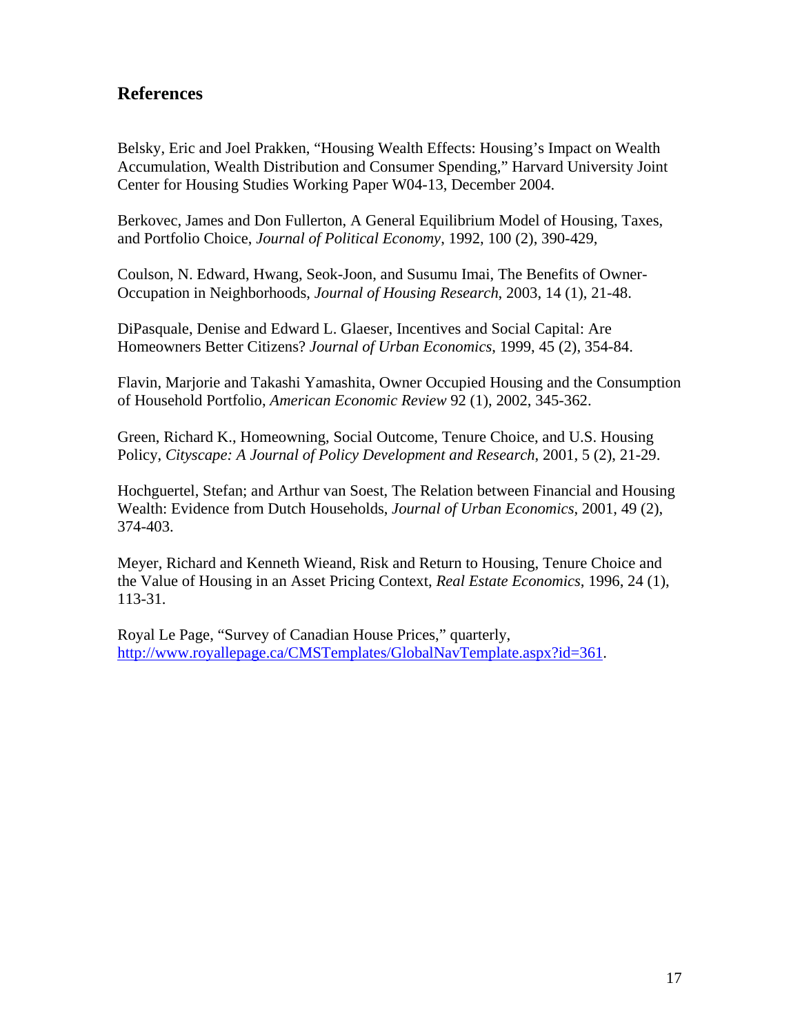## References

Belsky, Eric and Joel Prakken, "Housing Wealth Effects: Housing's Impact on Wealth Accumulation, Wealth Distribution and Consumer Spending," Harvard University Joint Center for Housing Studies Working Paper W04-13, December 2004.

Berkovec, James and Don Fullerton, A General Equilibrium Model of Housing, Taxes, and Portfolio Choice, *Journal of Political Economy*, 1992, 100 (2), 390-429,

Coulson, N. Edward, Hwang, Seok-Joon, and Susumu Imai, The Benefits of Owner-Occupation in Neighborhoods, *Journal of Housing Research*, 2003, 14 (1), 21-48.

DiPasquale, Denise and Edward L. Glaeser, Incentives and Social Capital: Are Homeowners Better Citizens? *Journal of Urban Economics*, 1999, 45 (2), 354-84.

Flavin, Marjorie and Takashi Yamashita, Owner Occupied Housing and the Consumption of Household Portfolio, *American Economic Review* 92 (1), 2002, 345-362.

Green, Richard K., Homeowning, Social Outcome, Tenure Choice, and U.S. Housing Policy, *Cityscape: A Journal of Policy Development and Research*, 2001, 5 (2), 21-29.

Hochguertel, Stefan; and Arthur van Soest, The Relation between Financial and Housing Wealth: Evidence from Dutch Households, *Journal of Urban Economics*, 2001, 49 (2), 374-403.

Meyer, Richard and Kenneth Wieand, Risk and Return to Housing, Tenure Choice and the Value of Housing in an Asset Pricing Context, *Real Estate Economics*, 1996, 24 (1), 113-31.

Royal Le Page, "Survey of Canadian House Prices," quarterly, http://www.royallepage.ca/CMSTemplates/GlobalNavTemplate.aspx?id=361.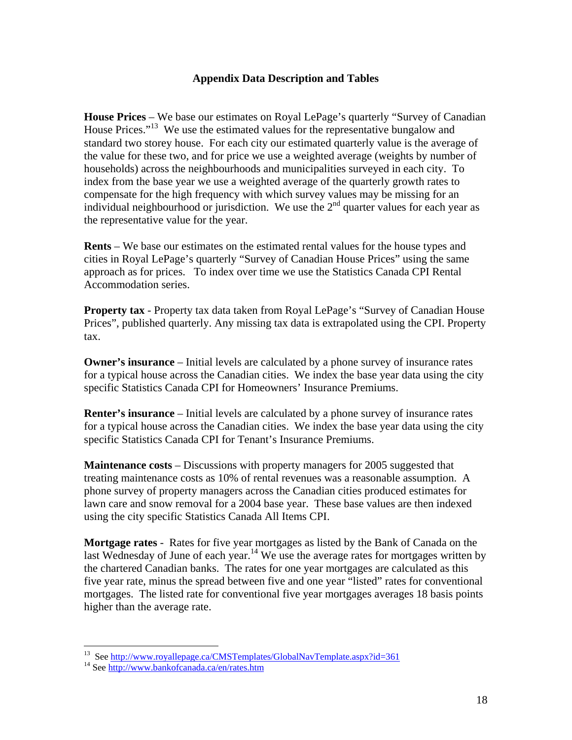## Appendix Data Description and Tables

**House Prices** – We base our estimates on Royal LePage's quarterly "Survey of Canadian House Prices."[13] We use the estimated values for the representative bungalow and standard two storey house. For each city our estimated quarterly value is the average of the value for these two, and for price we use a weighted average (weights by number of households) across the neighbourhoods and municipalities surveyed in each city. To index from the base year we use a weighted average of the quarterly growth rates to compensate for the high frequency with which survey values may be missing for an individual neighbourhood or jurisdiction. We use the 2nd quarter values for each year as the representative value for the year.

**Rents** – We base our estimates on the estimated rental values for the house types and cities in Royal LePage's quarterly "Survey of Canadian House Prices" using the same approach as for prices. To index over time we use the Statistics Canada CPI Rental Accommodation series.

**Property tax** - Property tax data taken from Royal LePage's "Survey of Canadian House Prices", published quarterly. Any missing tax data is extrapolated using the CPI. Property tax.

**Owner's insurance** – Initial levels are calculated by a phone survey of insurance rates for a typical house across the Canadian cities. We index the base year data using the city specific Statistics Canada CPI for Homeowners' Insurance Premiums.

**Renter's insurance** – Initial levels are calculated by a phone survey of insurance rates for a typical house across the Canadian cities. We index the base year data using the city specific Statistics Canada CPI for Tenant's Insurance Premiums.

**Maintenance costs** – Discussions with property managers for 2005 suggested that treating maintenance costs as 10% of rental revenues was a reasonable assumption. A phone survey of property managers across the Canadian cities produced estimates for lawn care and snow removal for a 2004 base year. These base values are then indexed using the city specific Statistics Canada All Items CPI.

**Mortgage rates** - Rates for five year mortgages as listed by the Bank of Canada on the last Wednesday of June of each year.[14] We use the average rates for mortgages written by the chartered Canadian banks. The rates for one year mortgages are calculated as this five year rate, minus the spread between five and one year "listed" rates for conventional mortgages. The listed rate for conventional five year mortgages averages 18 basis points higher than the average rate.

---

[13] See http://www.royallepage.ca/CMSTemplates/GlobalNavTemplate.aspx?id=361

[14] See http://www.bankofcanada.ca/en/rates.htm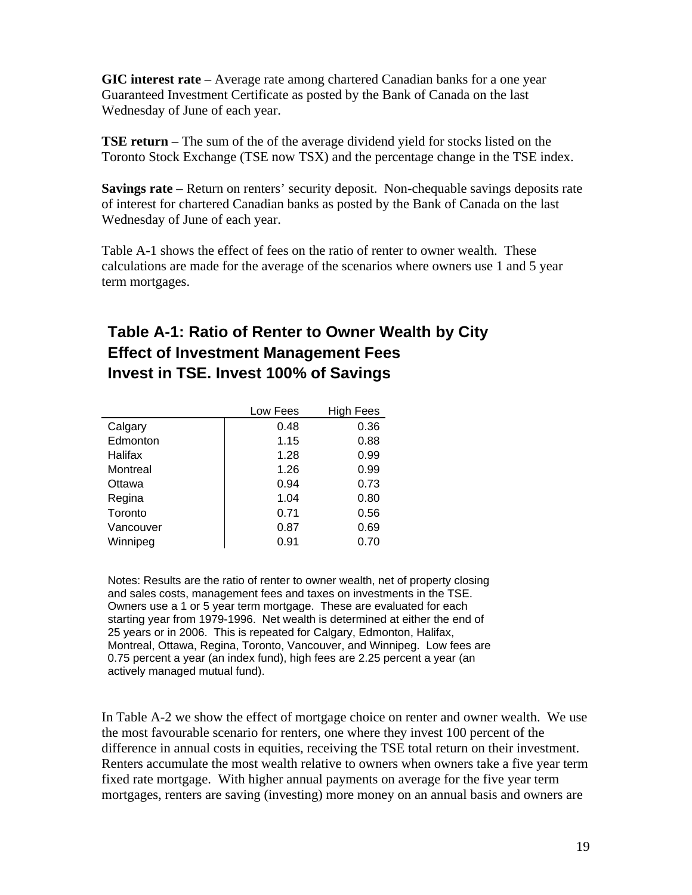**GIC interest rate** – Average rate among chartered Canadian banks for a one year Guaranteed Investment Certificate as posted by the Bank of Canada on the last Wednesday of June of each year.

**TSE return** – The sum of the of the average dividend yield for stocks listed on the Toronto Stock Exchange (TSE now TSX) and the percentage change in the TSE index.

**Savings rate** – Return on renters' security deposit. Non-chequable savings deposits rate of interest for chartered Canadian banks as posted by the Bank of Canada on the last Wednesday of June of each year.

Table A-1 shows the effect of fees on the ratio of renter to owner wealth. These calculations are made for the average of the scenarios where owners use 1 and 5 year term mortgages.

## Table A-1: Ratio of Renter to Owner Wealth by City Effect of Investment Management Fees Invest in TSE. Invest 100% of Savings

| | Low Fees | High Fees |
|---|---|---|
| Calgary | 0.48 | 0.36 |
| Edmonton | 1.15 | 0.88 |
| Halifax | 1.28 | 0.99 |
| Montreal | 1.26 | 0.99 |
| Ottawa | 0.94 | 0.73 |
| Regina | 1.04 | 0.80 |
| Toronto | 0.71 | 0.56 |
| Vancouver | 0.87 | 0.69 |
| Winnipeg | 0.91 | 0.70 |

Notes: Results are the ratio of renter to owner wealth, net of property closing and sales costs, management fees and taxes on investments in the TSE. Owners use a 1 or 5 year term mortgage. These are evaluated for each starting year from 1979-1996. Net wealth is determined at either the end of 25 years or in 2006. This is repeated for Calgary, Edmonton, Halifax, Montreal, Ottawa, Regina, Toronto, Vancouver, and Winnipeg. Low fees are 0.75 percent a year (an index fund), high fees are 2.25 percent a year (an actively managed mutual fund).

In Table A-2 we show the effect of mortgage choice on renter and owner wealth. We use the most favourable scenario for renters, one where they invest 100 percent of the difference in annual costs in equities, receiving the TSE total return on their investment. Renters accumulate the most wealth relative to owners when owners take a five year term fixed rate mortgage. With higher annual payments on average for the five year term mortgages, renters are saving (investing) more money on an annual basis and owners are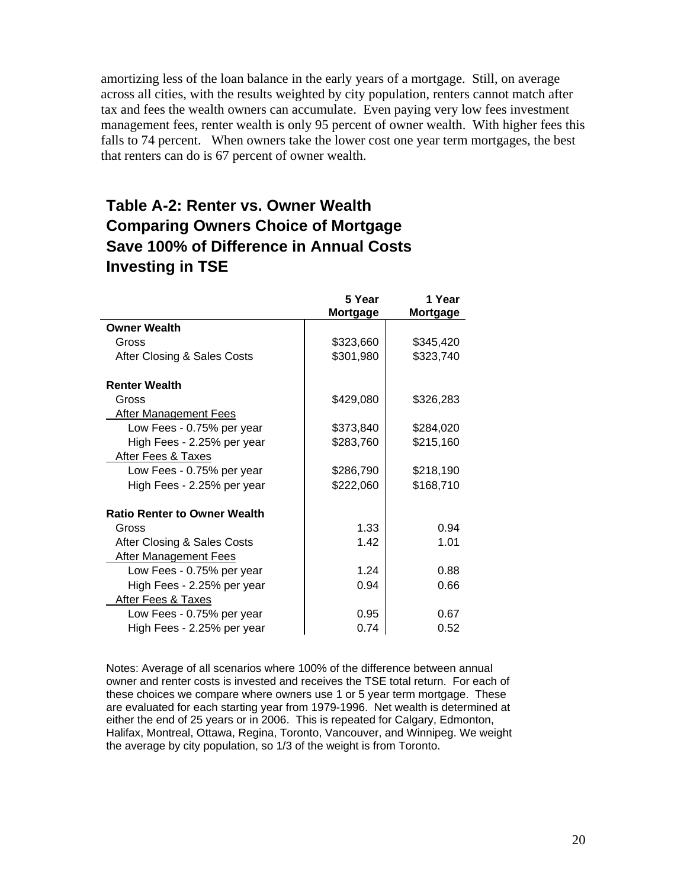amortizing less of the loan balance in the early years of a mortgage. Still, on average across all cities, with the results weighted by city population, renters cannot match after tax and fees the wealth owners can accumulate. Even paying very low fees investment management fees, renter wealth is only 95 percent of owner wealth. With higher fees this falls to 74 percent. When owners take the lower cost one year term mortgages, the best that renters can do is 67 percent of owner wealth.

## Table A-2: Renter vs. Owner Wealth Comparing Owners Choice of Mortgage Save 100% of Difference in Annual Costs Investing in TSE

| | 5 Year Mortgage | 1 Year Mortgage |
|---|---|---|
| **Owner Wealth** | | |
| Gross | \$323,660 | \$345,420 |
| After Closing & Sales Costs | \$301,980 | \$323,740 |
| **Renter Wealth** | | |
| Gross | \$429,080 | \$326,283 |
| After Management Fees | | |
| Low Fees - 0.75% per year | \$373,840 | \$284,020 |
| High Fees - 2.25% per year | \$283,760 | \$215,160 |
| After Fees & Taxes | | |
| Low Fees - 0.75% per year | \$286,790 | \$218,190 |
| High Fees - 2.25% per year | \$222,060 | \$168,710 |
| **Ratio Renter to Owner Wealth** | | |
| Gross | 1.33 | 0.94 |
| After Closing & Sales Costs | 1.42 | 1.01 |
| After Management Fees | | |
| Low Fees - 0.75% per year | 1.24 | 0.88 |
| High Fees - 2.25% per year | 0.94 | 0.66 |
| After Fees & Taxes | | |
| Low Fees - 0.75% per year | 0.95 | 0.67 |
| High Fees - 2.25% per year | 0.74 | 0.52 |

Notes: Average of all scenarios where 100% of the difference between annual owner and renter costs is invested and receives the TSE total return. For each of these choices we compare where owners use 1 or 5 year term mortgage. These are evaluated for each starting year from 1979-1996. Net wealth is determined at either the end of 25 years or in 2006. This is repeated for Calgary, Edmonton, Halifax, Montreal, Ottawa, Regina, Toronto, Vancouver, and Winnipeg. We weight the average by city population, so 1/3 of the weight is from Toronto.